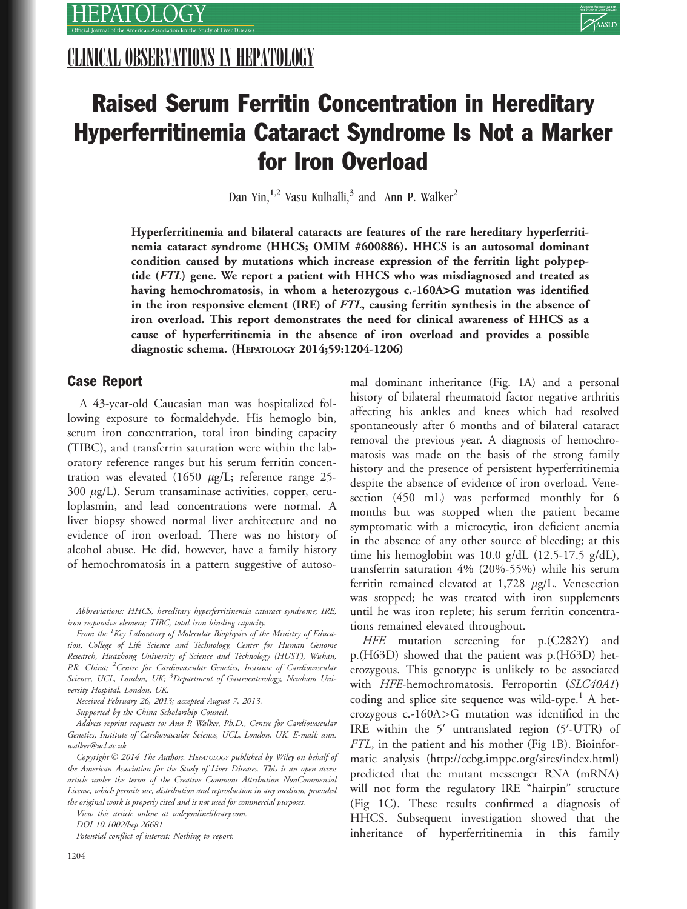## CLINICAL OBSERVATIONS IN HEPATOLOGY

# Raised Serum Ferritin Concentration in Hereditary Hyperferritinemia Cataract Syndrome Is Not a Marker for Iron Overload

Dan Yin,[1,2] Vasu Kulhalli,[3] and Ann P. Walker[2]

**Hyperferritinemia and bilateral cataracts are features of the rare hereditary hyperferritinemia cataract syndrome (HHCS; OMIM #600886). HHCS is an autosomal dominant condition caused by mutations which increase expression of the ferritin light polypeptide (*FTL*) gene. We report a patient with HHCS who was misdiagnosed and treated as having hemochromatosis, in whom a heterozygous c.-160A>G mutation was identified in the iron responsive element (IRE) of *FTL*, causing ferritin synthesis in the absence of iron overload. This report demonstrates the need for clinical awareness of HHCS as a cause of hyperferritinemia in the absence of iron overload and provides a possible diagnostic schema. (HEPATOLOGY 2014;59:1204-1206)**

## Case Report

A 43-year-old Caucasian man was hospitalized following exposure to formaldehyde. His hemoglo bin, serum iron concentration, total iron binding capacity (TIBC), and transferrin saturation were within the laboratory reference ranges but his serum ferritin concentration was elevated (1650 μg/L; reference range 25-300 μg/L). Serum transaminase activities, copper, ceruloplasmin, and lead concentrations were normal. A liver biopsy showed normal liver architecture and no evidence of iron overload. There was no history of alcohol abuse. He did, however, have a family history of hemochromatosis in a pattern suggestive of autosomal dominant inheritance (Fig. 1A) and a personal history of bilateral rheumatoid factor negative arthritis affecting his ankles and knees which had resolved spontaneously after 6 months and of bilateral cataract removal the previous year. A diagnosis of hemochromatosis was made on the basis of the strong family history and the presence of persistent hyperferritinemia despite the absence of evidence of iron overload. Venesection (450 mL) was performed monthly for 6 months but was stopped when the patient became symptomatic with a microcytic, iron deficient anemia in the absence of any other source of bleeding; at this time his hemoglobin was 10.0 g/dL (12.5-17.5 g/dL), transferrin saturation 4% (20%-55%) while his serum ferritin remained elevated at 1,728 μg/L. Venesection was stopped; he was treated with iron supplements until he was iron replete; his serum ferritin concentrations remained elevated throughout.

*HFE* mutation screening for p.(C282Y) and p.(H63D) showed that the patient was p.(H63D) heterozygous. This genotype is unlikely to be associated with *HFE*-hemochromatosis. Ferroportin (*SLC40A1*) coding and splice site sequence was wild-type.[1] A heterozygous c.-160A>G mutation was identified in the IRE within the 5′ untranslated region (5′-UTR) of *FTL*, in the patient and his mother (Fig 1B). Bioinformatic analysis (http://ccbg.imppc.org/sires/index.html) predicted that the mutant messenger RNA (mRNA) will not form the regulatory IRE "hairpin" structure (Fig 1C). These results confirmed a diagnosis of HHCS. Subsequent investigation showed that the inheritance of hyperferritinemia in this family

---

*Abbreviations: HHCS, hereditary hyperferritinemia cataract syndrome; IRE, iron responsive element; TIBC, total iron binding capacity.*

*From the [1]Key Laboratory of Molecular Biophysics of the Ministry of Education, College of Life Science and Technology, Center for Human Genome Research, Huazhong University of Science and Technology (HUST), Wuhan, P.R. China; [2]Centre for Cardiovascular Genetics, Institute of Cardiovascular Science, UCL, London, UK; [3]Department of Gastroenterology, Newham University Hospital, London, UK.*

*Received February 26, 2013; accepted August 7, 2013.*

*Supported by the China Scholarship Council.*

*Address reprint requests to: Ann P. Walker, Ph.D., Centre for Cardiovascular Genetics, Institute of Cardiovascular Science, UCL, London, UK. E-mail: ann.walker@ucl.ac.uk*

*Copyright © 2014 The Authors. HEPATOLOGY published by Wiley on behalf of the American Association for the Study of Liver Diseases. This is an open access article under the terms of the Creative Commons Attribution NonCommercial License, which permits use, distribution and reproduction in any medium, provided the original work is properly cited and is not used for commercial purposes.*

*View this article online at wileyonlinelibrary.com.*

*DOI 10.1002/hep.26681*

*Potential conflict of interest: Nothing to report.*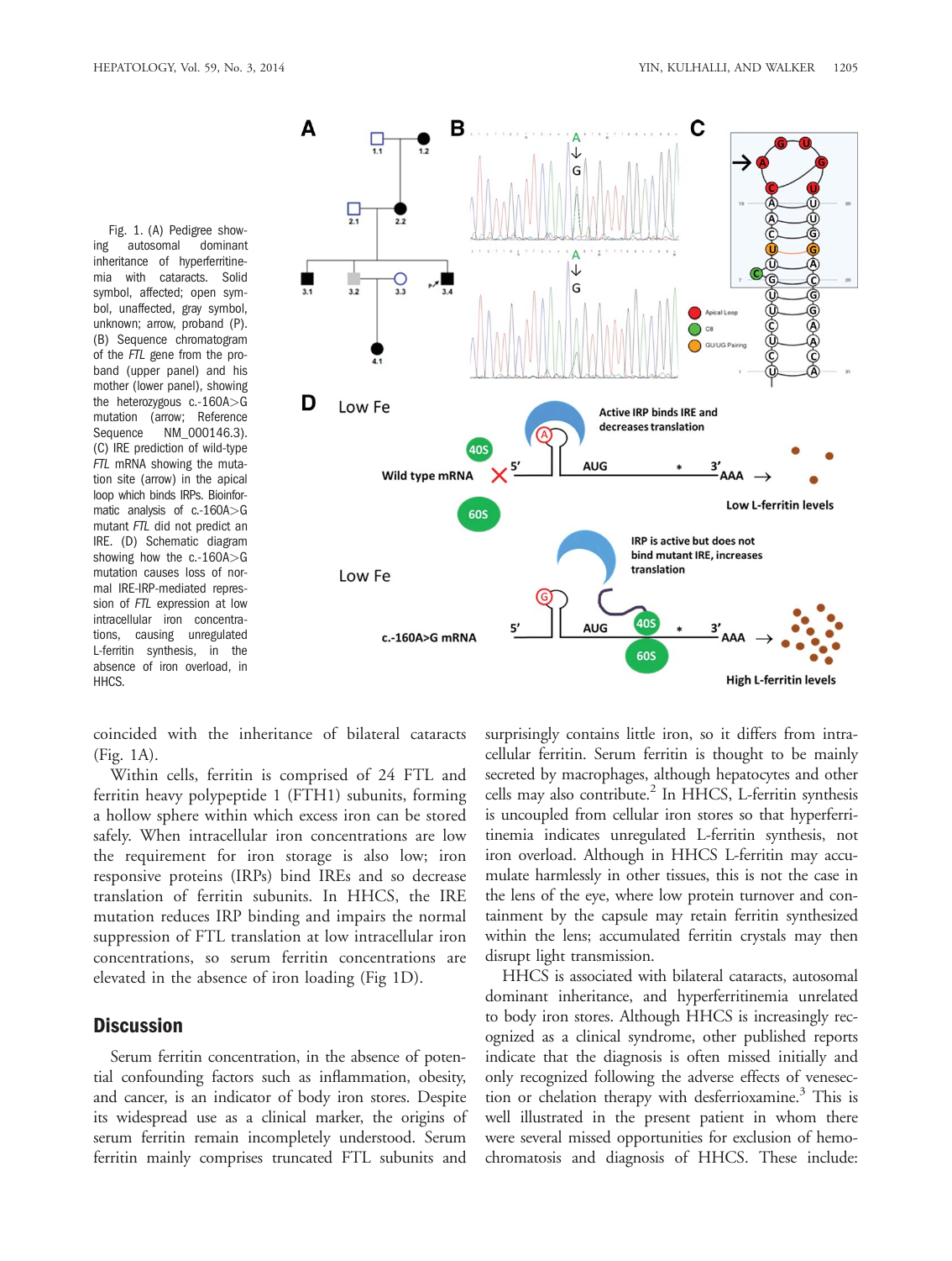Fig. 1. (A) Pedigree showing autosomal dominant inheritance of hyperferritinemia with cataracts. Solid symbol, affected; open symbol, unaffected, gray symbol, unknown; arrow, proband (P). (B) Sequence chromatogram of the *FTL* gene from the proband (upper panel) and his mother (lower panel), showing the heterozygous c.-160A>G mutation (arrow; Reference Sequence NM_000146.3). (C) IRE prediction of wild-type *FTL* mRNA showing the mutation site (arrow) in the apical loop which binds IRPs. Bioinformatic analysis of c.-160A>G mutant *FTL* did not predict an IRE. (D) Schematic diagram showing how the c.-160A>G mutation causes loss of normal IRE-IRP-mediated repression of *FTL* expression at low intracellular iron concentrations, causing unregulated L-ferritin synthesis, in the absence of iron overload, in HHCS.

coincided with the inheritance of bilateral cataracts (Fig. 1A).

Within cells, ferritin is comprised of 24 FTL and ferritin heavy polypeptide 1 (FTH1) subunits, forming a hollow sphere within which excess iron can be stored safely. When intracellular iron concentrations are low the requirement for iron storage is also low; iron responsive proteins (IRPs) bind IREs and so decrease translation of ferritin subunits. In HHCS, the IRE mutation reduces IRP binding and impairs the normal suppression of FTL translation at low intracellular iron concentrations, so serum ferritin concentrations are elevated in the absence of iron loading (Fig 1D).

## Discussion

Serum ferritin concentration, in the absence of potential confounding factors such as inflammation, obesity, and cancer, is an indicator of body iron stores. Despite its widespread use as a clinical marker, the origins of serum ferritin remain incompletely understood. Serum ferritin mainly comprises truncated FTL subunits and surprisingly contains little iron, so it differs from intracellular ferritin. Serum ferritin is thought to be mainly secreted by macrophages, although hepatocytes and other cells may also contribute.[2] In HHCS, L-ferritin synthesis is uncoupled from cellular iron stores so that hyperferritinemia indicates unregulated L-ferritin synthesis, not iron overload. Although in HHCS L-ferritin may accumulate harmlessly in other tissues, this is not the case in the lens of the eye, where low protein turnover and containment by the capsule may retain ferritin synthesized within the lens; accumulated ferritin crystals may then disrupt light transmission.

HHCS is associated with bilateral cataracts, autosomal dominant inheritance, and hyperferritinemia unrelated to body iron stores. Although HHCS is increasingly recognized as a clinical syndrome, other published reports indicate that the diagnosis is often missed initially and only recognized following the adverse effects of venesection or chelation therapy with desferrioxamine.[3] This is well illustrated in the present patient in whom there were several missed opportunities for exclusion of hemochromatosis and diagnosis of HHCS. These include: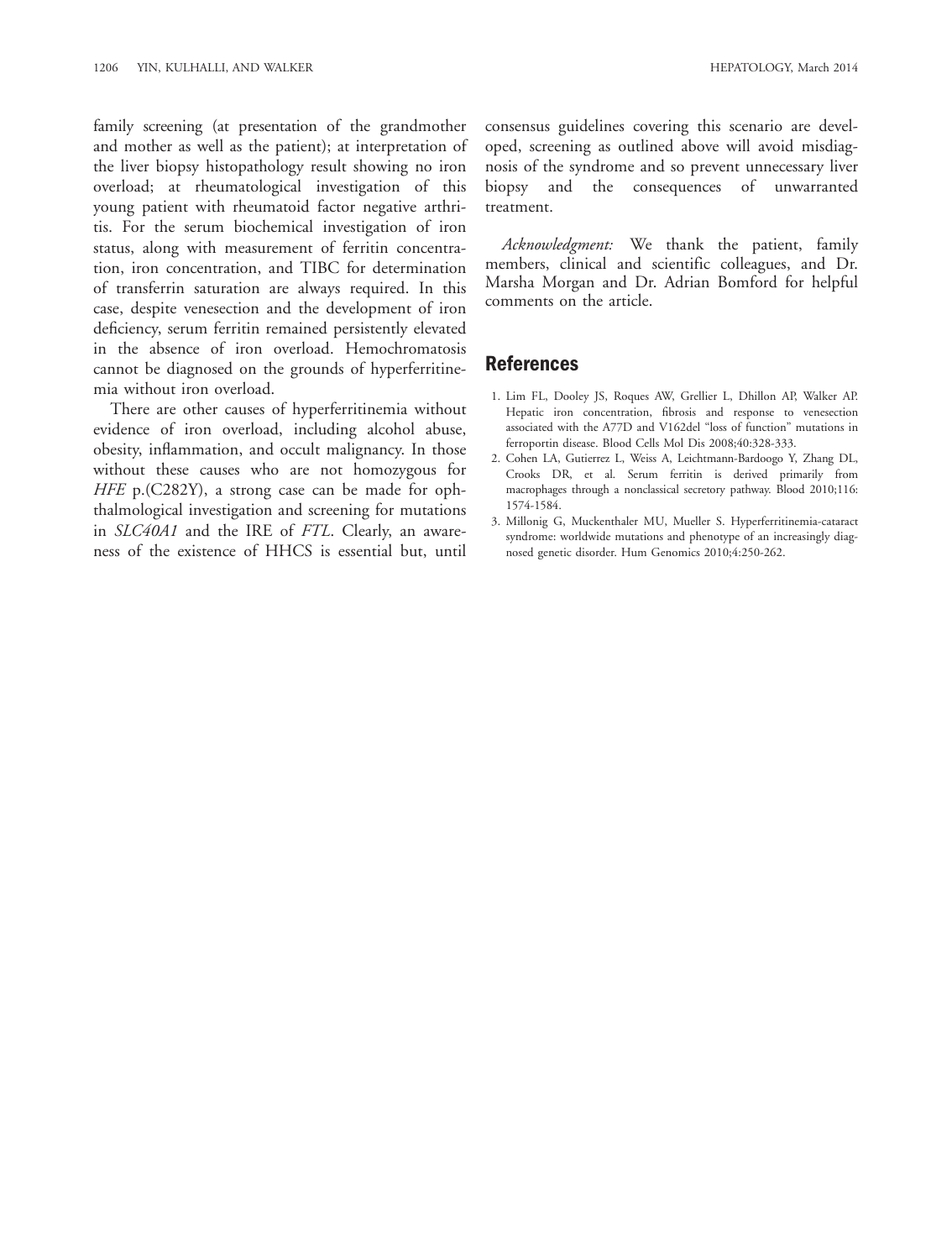family screening (at presentation of the grandmother and mother as well as the patient); at interpretation of the liver biopsy histopathology result showing no iron overload; at rheumatological investigation of this young patient with rheumatoid factor negative arthritis. For the serum biochemical investigation of iron status, along with measurement of ferritin concentration, iron concentration, and TIBC for determination of transferrin saturation are always required. In this case, despite venesection and the development of iron deficiency, serum ferritin remained persistently elevated in the absence of iron overload. Hemochromatosis cannot be diagnosed on the grounds of hyperferritinemia without iron overload.

There are other causes of hyperferritinemia without evidence of iron overload, including alcohol abuse, obesity, inflammation, and occult malignancy. In those without these causes who are not homozygous for *HFE* p.(C282Y), a strong case can be made for ophthalmological investigation and screening for mutations in *SLC40A1* and the IRE of *FTL*. Clearly, an awareness of the existence of HHCS is essential but, until consensus guidelines covering this scenario are developed, screening as outlined above will avoid misdiagnosis of the syndrome and so prevent unnecessary liver biopsy and the consequences of unwarranted treatment.

*Acknowledgment:* We thank the patient, family members, clinical and scientific colleagues, and Dr. Marsha Morgan and Dr. Adrian Bomford for helpful comments on the article.

## References

1. Lim FL, Dooley JS, Roques AW, Grellier L, Dhillon AP, Walker AP. Hepatic iron concentration, fibrosis and response to venesection associated with the A77D and V162del "loss of function" mutations in ferroportin disease. Blood Cells Mol Dis 2008;40:328-333.
2. Cohen LA, Gutierrez L, Weiss A, Leichtmann-Bardoogo Y, Zhang DL, Crooks DR, et al. Serum ferritin is derived primarily from macrophages through a nonclassical secretory pathway. Blood 2010;116: 1574-1584.
3. Millonig G, Muckenthaler MU, Mueller S. Hyperferritinemia-cataract syndrome: worldwide mutations and phenotype of an increasingly diagnosed genetic disorder. Hum Genomics 2010;4:250-262.